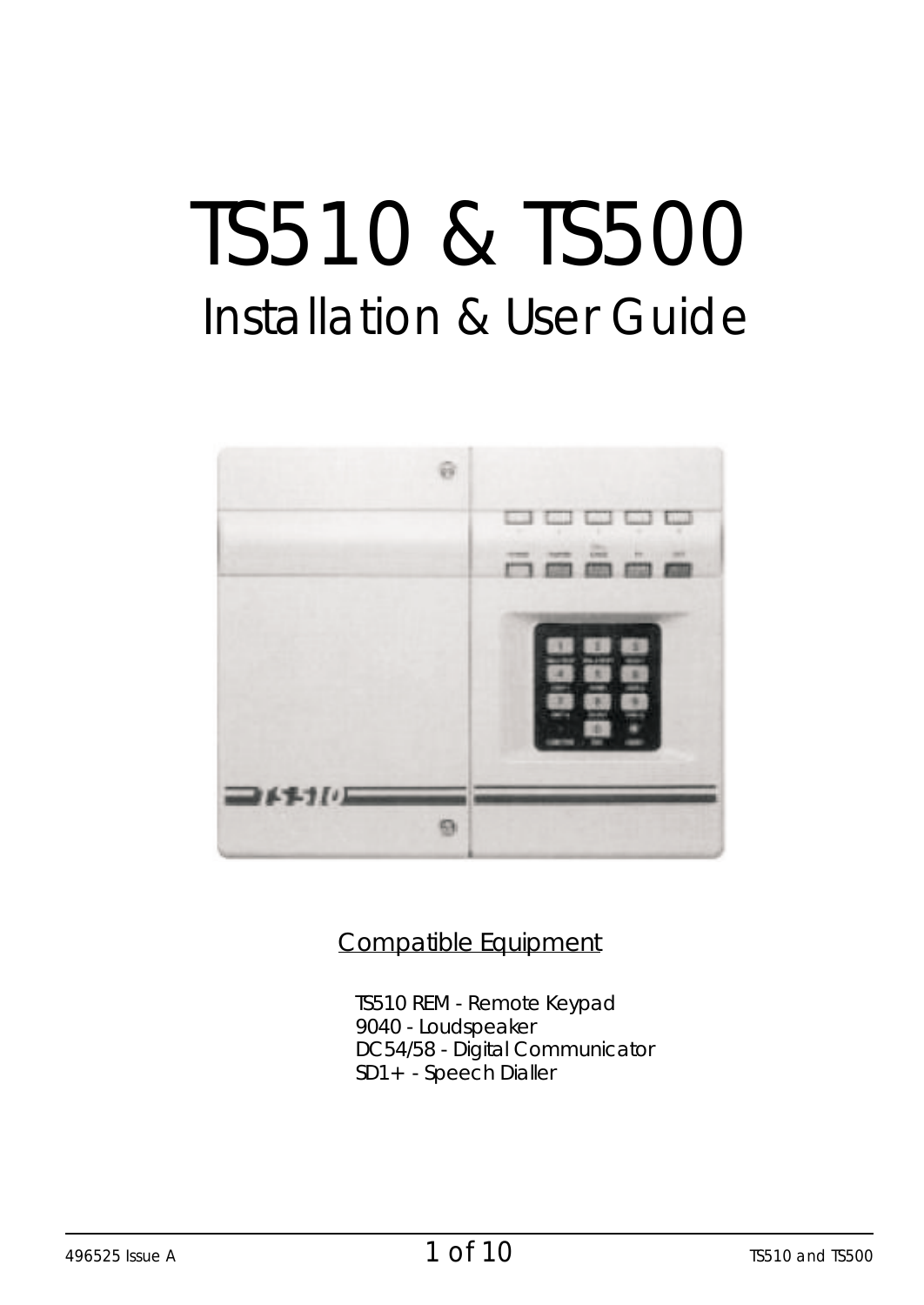# TS510 & TS500

## Installation & User Guide

Compatible Equipment

TS510 REM - Remote Keypad
9040 - Loudspeaker
DC54/58 - Digital Communicator
SD1+ - Speech Dialler

496525 Issue A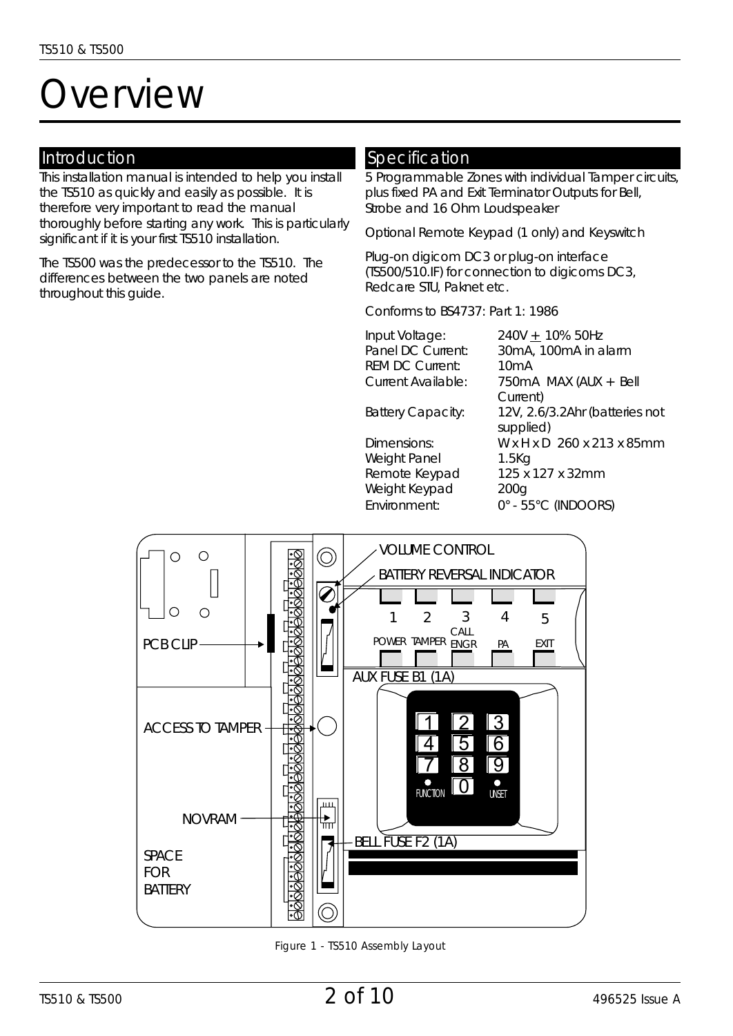# Overview

## Introduction

This installation manual is intended to help you install the TS510 as quickly and easily as possible. It is therefore very important to read the manual thoroughly before starting any work. This is particularly significant if it is your first TS510 installation.

The TS500 was the predecessor to the TS510. The differences between the two panels are noted throughout this guide.

## Specification

5 Programmable Zones with individual Tamper circuits, plus fixed PA and Exit Terminator Outputs for Bell, Strobe and 16 Ohm Loudspeaker

Optional Remote Keypad (1 only) and Keyswitch

Plug-on digicom DC3 or plug-on interface (TS500/510.IF) for connection to digicoms DC3, Redcare STU, Paknet etc.

Conforms to BS4737: Part 1: 1986

| | |
|---|---|
| Input Voltage: | 240V ± 10% 50Hz |
| Panel DC Current: | 30mA, 100mA in alarm |
| REM DC Current: | 10mA |
| Current Available: | 750mA MAX (AUX + Bell Current) |
| Battery Capacity: | 12V, 2.6/3.2Ahr (batteries not supplied) |
| Dimensions: | W x H x D 260 x 213 x 85mm |
| Weight Panel | 1.5Kg |
| Remote Keypad | 125 x 127 x 32mm |
| Weight Keypad | 200g |
| Environment: | 0° - 55°C (INDOORS) |

VOLUME CONTROL
BATTERY REVERSAL INDICATOR
PCB CLIP
1 POWER 2 TAMPER 3 CALL ENGR 4 PA 5 EXIT
AUX FUSE B1 (1A)
ACCESS TO TAMPER
NOVRAM
BELL FUSE F2 (1A)
SPACE FOR BATTERY

Figure 1 - TS510 Assembly Layout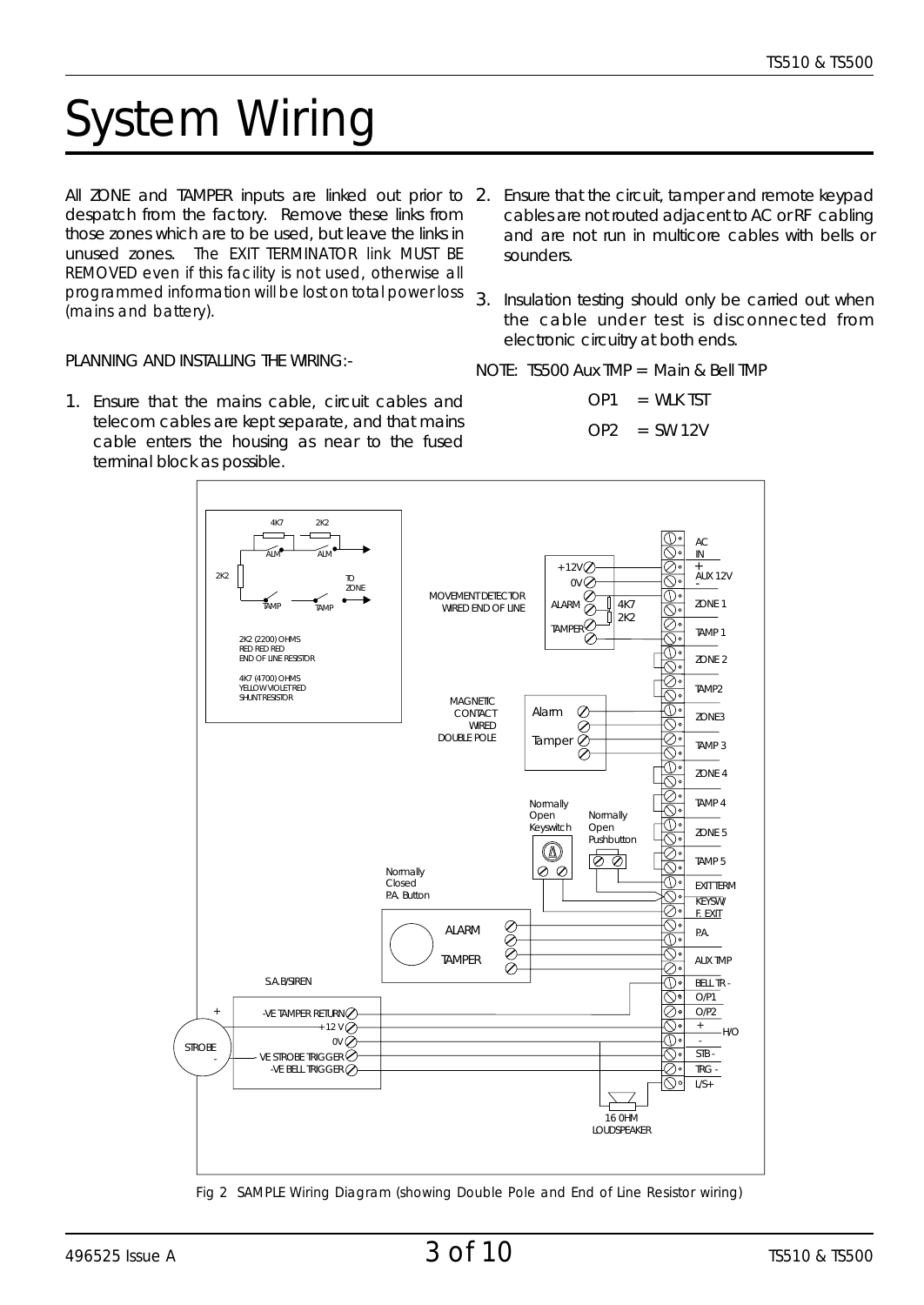# System Wiring

All ZONE and TAMPER inputs are linked out prior to despatch from the factory. Remove these links from those zones which are to be used, but leave the links in unused zones. *The EXIT TERMINATOR link MUST BE REMOVED even if this facility is not used, otherwise all programmed information will be lost on total power loss (mains and battery).*

PLANNING AND INSTALLING THE WIRING:-

1. Ensure that the mains cable, circuit cables and telecom cables are kept separate, and that mains cable enters the housing as near to the fused terminal block as possible.

2. Ensure that the circuit, tamper and remote keypad cables are not routed adjacent to AC or RF cabling and are not run in multicore cables with bells or sounders.

3. Insulation testing should only be carried out when the cable under test is disconnected from electronic circuitry at both ends.

NOTE: TS500 Aux TMP = Main & Bell TMP

OP1 = WLK TST

OP2 = SW 12V

Fig 2 SAMPLE Wiring Diagram (showing Double Pole and End of Line Resistor wiring)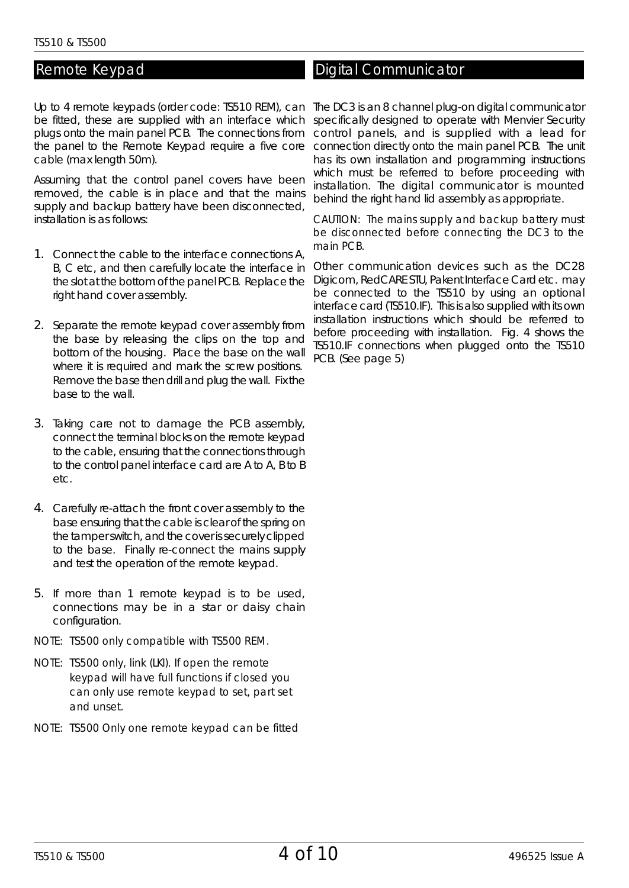## Remote Keypad

Up to 4 remote keypads (order code: TS510 REM), can be fitted, these are supplied with an interface which plugs onto the main panel PCB. The connections from the panel to the Remote Keypad require a five core cable (max length 50m).

Assuming that the control panel covers have been removed, the cable is in place and that the mains supply and backup battery have been disconnected, installation is as follows:

1. Connect the cable to the interface connections A, B, C etc, and then carefully locate the interface in the slot at the bottom of the panel PCB. Replace the right hand cover assembly.
2. Separate the remote keypad cover assembly from the base by releasing the clips on the top and bottom of the housing. Place the base on the wall where it is required and mark the screw positions. Remove the base then drill and plug the wall. Fix the base to the wall.
3. Taking care not to damage the PCB assembly, connect the terminal blocks on the remote keypad to the cable, ensuring that the connections through to the control panel interface card are A to A, B to B etc.
4. Carefully re-attach the front cover assembly to the base ensuring that the cable is clear of the spring on the tamper switch, and the cover is securely clipped to the base. Finally re-connect the mains supply and test the operation of the remote keypad.
5. If more than 1 remote keypad is to be used, connections may be in a star or daisy chain configuration.

NOTE: TS500 only compatible with TS500 REM.

NOTE: TS500 only, link (LKI). If open the remote keypad will have full functions if closed you can only use remote keypad to set, part set and unset.

NOTE: TS500 Only one remote keypad can be fitted

## Digital Communicator

The DC3 is an 8 channel plug-on digital communicator specifically designed to operate with Menvier Security control panels, and is supplied with a lead for connection directly onto the main panel PCB. The unit has its own installation and programming instructions which must be referred to before proceeding with installation. The digital communicator is mounted behind the right hand lid assembly as appropriate.

CAUTION: The mains supply and backup battery must be disconnected before connecting the DC3 to the main PCB.

Other communication devices such as the DC28 Digicom, RedCARE STU, Pakent Interface Card etc. may be connected to the TS510 by using an optional interface card (TS510.IF). This is also supplied with its own installation instructions which should be referred to before proceeding with installation. Fig. 4 shows the TS510.IF connections when plugged onto the TS510 PCB. (See page 5)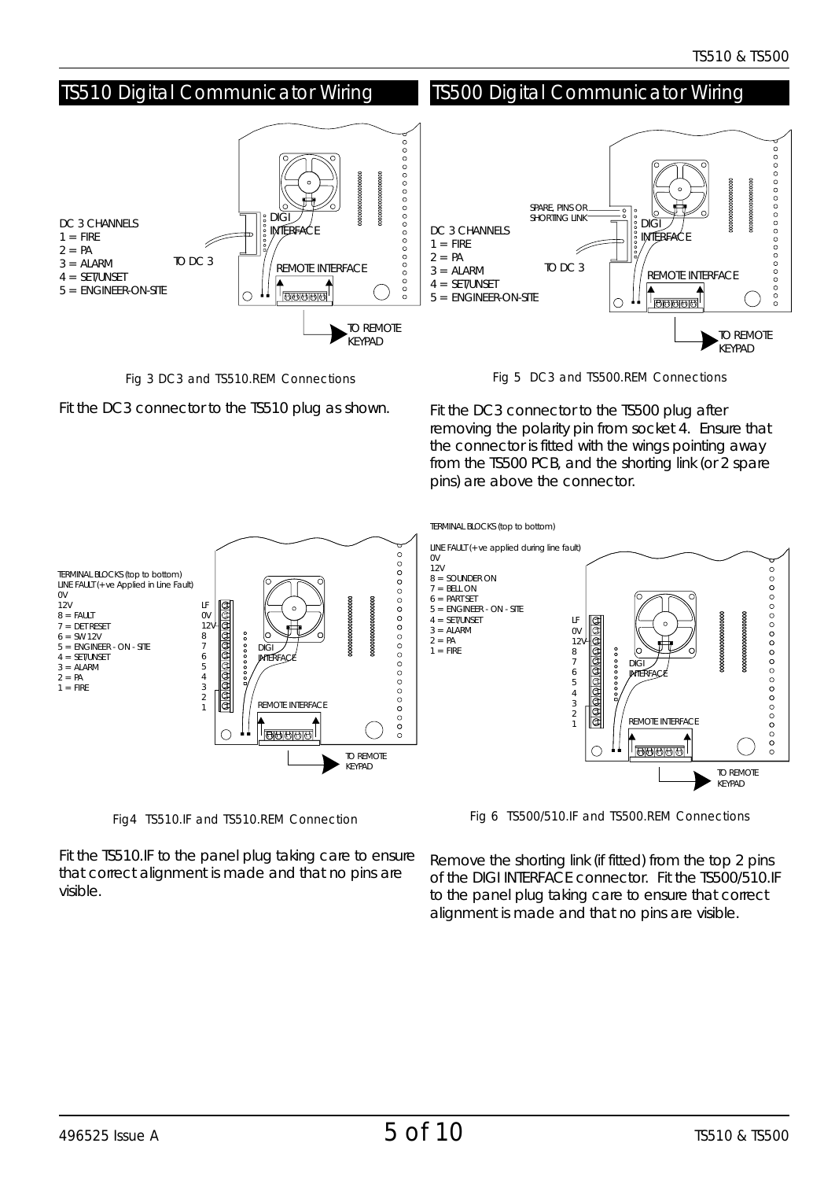## TS510 Digital Communicator Wiring

DC 3 CHANNELS
1 = FIRE
2 = PA
3 = ALARM
4 = SET/UNSET
5 = ENGINEER-ON-SITE

TO DC 3

DIGI INTERFACE

REMOTE INTERFACE

TO REMOTE KEYPAD

Fig 3 DC3 and TS510.REM Connections

Fit the DC3 connector to the TS510 plug as shown.

TERMINAL BLOCKS (top to bottom)
LINE FAULT (+ve Applied in Line Fault)
0V
12V
8 = FAULT
7 = DET RESET
6 = SW 12V
5 = ENGINEER - ON - SITE
4 = SET/UNSET
3 = ALARM
2 = PA
1 = FIRE

Fig4 TS510.IF and TS510.REM Connection

Fit the TS510.IF to the panel plug taking care to ensure that correct alignment is made and that no pins are visible.

## TS500 Digital Communicator Wiring

SPARE, PINS OR SHORTING LINK

DC 3 CHANNELS
1 = FIRE
2 = PA
3 = ALARM
4 = SET/UNSET
5 = ENGINEER-ON-SITE

TO DC 3

DIGI INTERFACE

REMOTE INTERFACE

TO REMOTE KEYPAD

Fig 5 DC3 and TS500.REM Connections

Fit the DC3 connector to the TS500 plug after removing the polarity pin from socket 4. Ensure that the connector is fitted with the wings pointing away from the TS500 PCB, and the shorting link (or 2 spare pins) are above the connector.

TERMINAL BLOCKS (top to bottom)

LINE FAULT (+ve applied during line fault)
0V
12V
8 = SOUNDER ON
7 = BELL ON
6 = PART SET
5 = ENGINEER - ON - SITE
4 = SET/UNSET
3 = ALARM
2 = PA
1 = FIRE

Fig 6 TS500/510.IF and TS500.REM Connections

Remove the shorting link (if fitted) from the top 2 pins of the DIGI INTERFACE connector. Fit the TS500/510.IF to the panel plug taking care to ensure that correct alignment is made and that no pins are visible.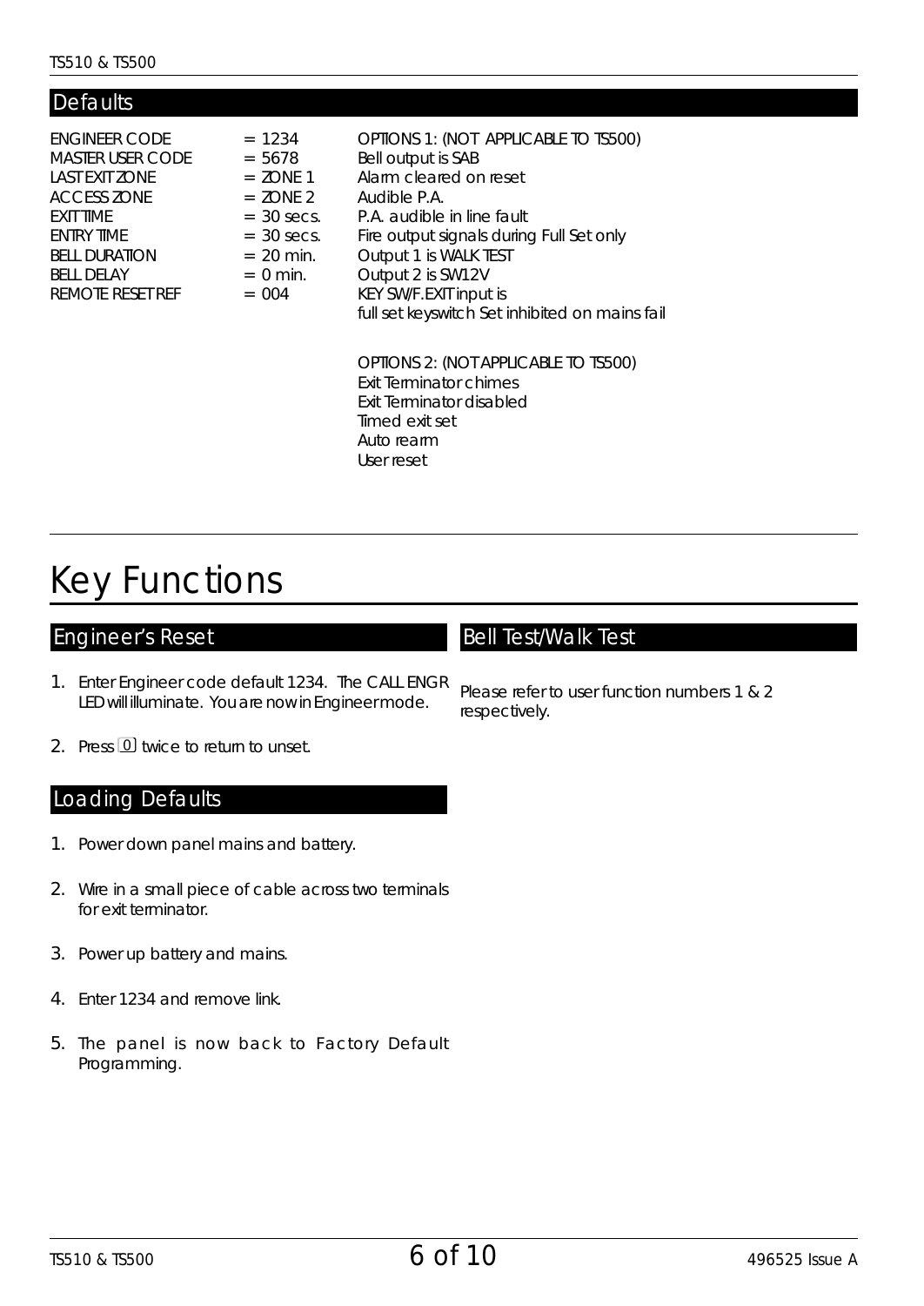## Defaults

| | | |
|---|---|---|
| ENGINEER CODE | = 1234 | OPTIONS 1: (NOT APPLICABLE TO TS500) |
| MASTER USER CODE | = 5678 | Bell output is SAB |
| LAST EXIT ZONE | = ZONE 1 | Alarm cleared on reset |
| ACCESS ZONE | = ZONE 2 | Audible P.A. |
| EXIT TIME | = 30 secs. | P.A. audible in line fault |
| ENTRY TIME | = 30 secs. | Fire output signals during Full Set only |
| BELL DURATION | = 20 min. | Output 1 is WALK TEST |
| BELL DELAY | = 0 min. | Output 2 is SW12V |
| REMOTE RESET REF | = 004 | KEY SW/F.EXIT input is full set keyswitch Set inhibited on mains fail |

OPTIONS 2: (NOT APPLICABLE TO TS500)
Exit Terminator chimes
Exit Terminator disabled
Timed exit set
Auto rearm
User reset

# Key Functions

## Engineer's Reset

1. Enter Engineer code default 1234. The CALL ENGR LED will illuminate. You are now in Engineer mode.
2. Press 0 twice to return to unset.

## Loading Defaults

1. Power down panel mains and battery.
2. Wire in a small piece of cable across two terminals for exit terminator.
3. Power up battery and mains.
4. Enter 1234 and remove link.
5. The panel is now back to Factory Default Programming.

## Bell Test/Walk Test

Please refer to user function numbers 1 & 2 respectively.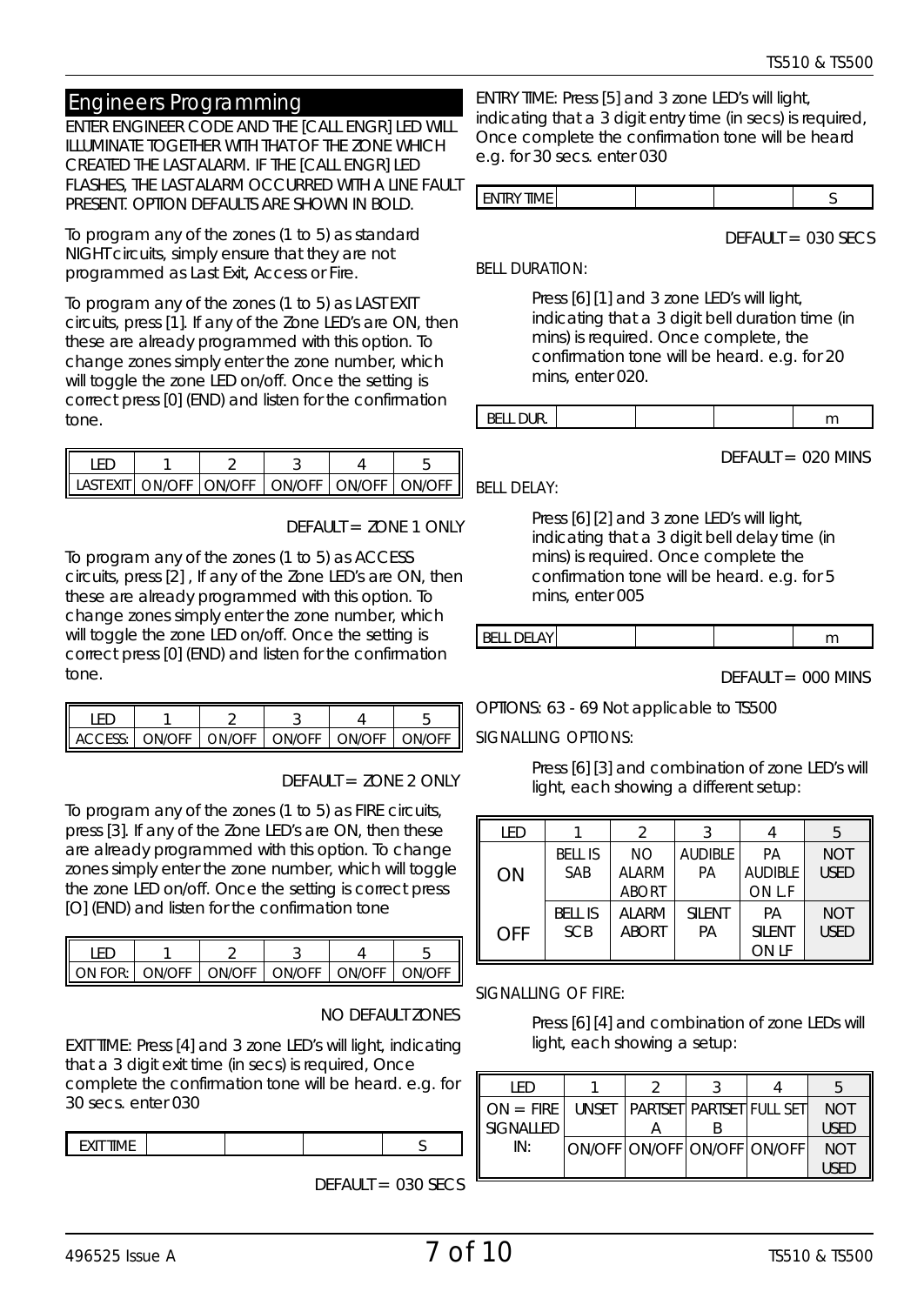## Engineers Programming

ENTER ENGINEER CODE AND THE [CALL ENGR] LED WILL ILLUMINATE TOGETHER WITH THAT OF THE ZONE WHICH CREATED THE LAST ALARM. IF THE [CALL ENGR] LED FLASHES, THE LAST ALARM OCCURRED WITH A LINE FAULT PRESENT. OPTION DEFAULTS ARE SHOWN IN BOLD.

To program any of the zones (1 to 5) as standard NIGHT circuits, simply ensure that they are not programmed as Last Exit, Access or Fire.

To program any of the zones (1 to 5) as LAST EXIT circuits, press [1]. If any of the Zone LED's are ON, then these are already programmed with this option. To change zones simply enter the zone number, which will toggle the zone LED on/off. Once the setting is correct press [0] (END) and listen for the confirmation tone.

| LED | 1 | 2 | 3 | 4 | 5 |
|---|---|---|---|---|---|
| LAST EXIT | ON/OFF | ON/OFF | ON/OFF | ON/OFF | ON/OFF |

DEFAULT = ZONE 1 ONLY

To program any of the zones (1 to 5) as ACCESS circuits, press [2] , If any of the Zone LED's are ON, then these are already programmed with this option. To change zones simply enter the zone number, which will toggle the zone LED on/off. Once the setting is correct press [0] (END) and listen for the confirmation tone.

| LED | 1 | 2 | 3 | 4 | 5 |
|---|---|---|---|---|---|
| ACCESS: | ON/OFF | ON/OFF | ON/OFF | ON/OFF | ON/OFF |

DEFAULT = ZONE 2 ONLY

To program any of the zones (1 to 5) as FIRE circuits, press [3]. If any of the Zone LED's are ON, then these are already programmed with this option. To change zones simply enter the zone number, which will toggle the zone LED on/off. Once the setting is correct press [O] (END) and listen for the confirmation tone

| LED | 1 | 2 | 3 | 4 | 5 |
|---|---|---|---|---|---|
| ON FOR: | ON/OFF | ON/OFF | ON/OFF | ON/OFF | ON/OFF |

NO DEFAULT ZONES

EXIT TIME: Press [4] and 3 zone LED's will light, indicating that a 3 digit exit time (in secs) is required, Once complete the confirmation tone will be heard. e.g. for 30 secs. enter 030

| EXIT TIME | | | | S |
|---|---|---|---|---|

DEFAULT = 030 SECS

ENTRY TIME: Press [5] and 3 zone LED's will light, indicating that a 3 digit entry time (in secs) is required, Once complete the confirmation tone will be heard e.g. for 30 secs. enter 030

| ENTRY TIME | | | | S |
|---|---|---|---|---|

DEFAULT = 030 SECS

BELL DURATION:

Press [6] [1] and 3 zone LED's will light, indicating that a 3 digit bell duration time (in mins) is required. Once complete, the confirmation tone will be heard. e.g. for 20 mins, enter 020.

| BELL DUR. | | | | m |
|---|---|---|---|---|

DEFAULT = 020 MINS

BELL DELAY:

Press [6] [2] and 3 zone LED's will light, indicating that a 3 digit bell delay time (in mins) is required. Once complete the confirmation tone will be heard. e.g. for 5 mins, enter 005

| BELL DELAY | | | | m |
|---|---|---|---|---|

DEFAULT = 000 MINS

OPTIONS: 63 - 69 Not applicable to TS500

SIGNALLING OPTIONS:

Press [6] [3] and combination of zone LED's will light, each showing a different setup:

| LED | 1 | 2 | 3 | 4 | 5 |
|---|---|---|---|---|---|
| ON | BELL IS SAB | NO ALARM ABORT | AUDIBLE PA | PA AUDIBLE ON L.F | NOT USED |
| OFF | BELL IS SCB | ALARM ABORT | SILENT PA | PA SILENT ON LF | NOT USED |

SIGNALLING OF FIRE:

Press [6] [4] and combination of zone LEDs will light, each showing a setup:

| LED | 1 | 2 | 3 | 4 | 5 |
|---|---|---|---|---|---|
| ON = FIRE SIGNALLED IN: | UNSET | PARTSET A | PARTSET B | FULL SET | NOT USED |
| | ON/OFF | ON/OFF | ON/OFF | ON/OFF | NOT USED |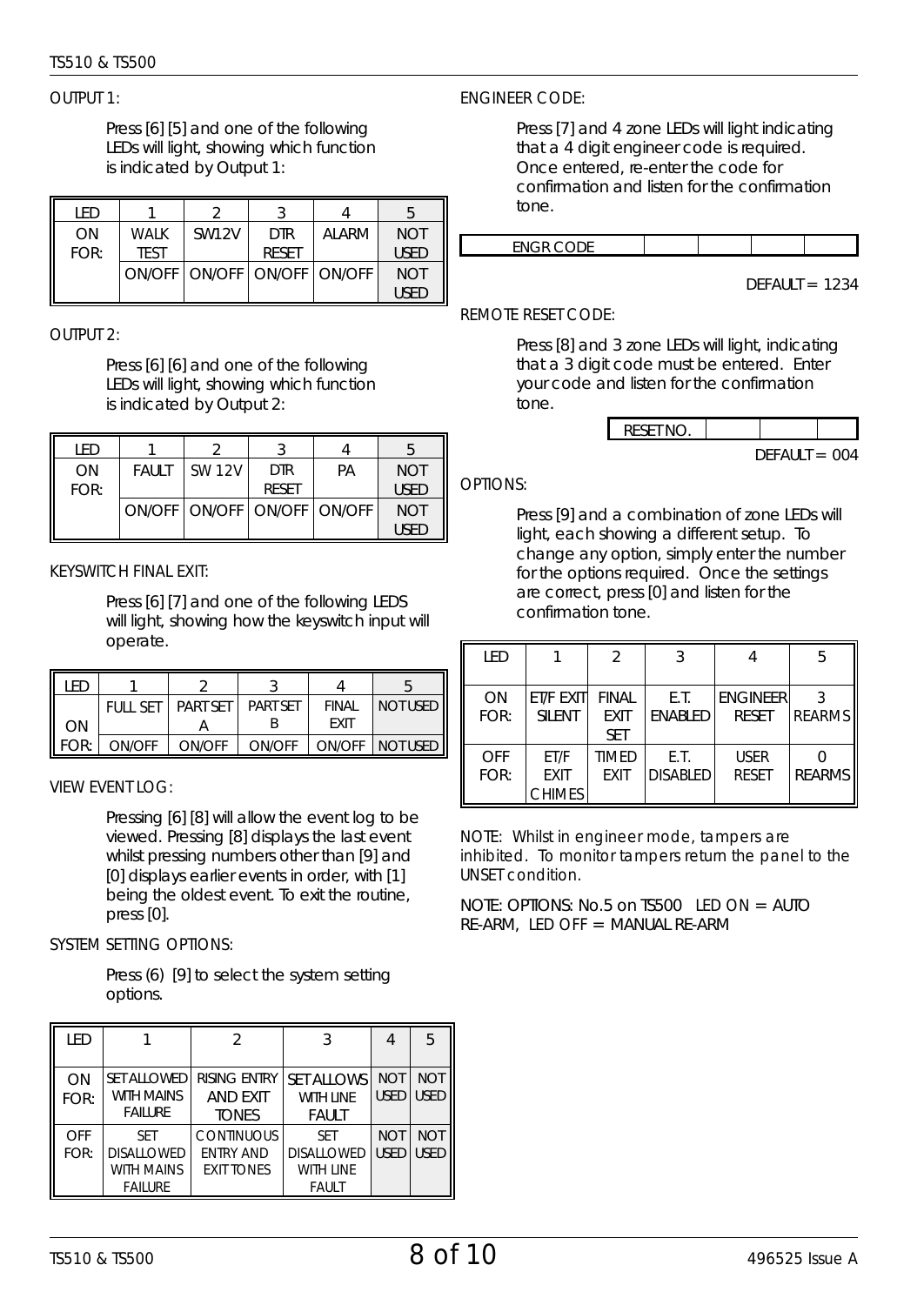OUTPUT 1:

Press [6] [5] and one of the following LEDs will light, showing which function is indicated by Output 1:

| LED | 1 | 2 | 3 | 4 | 5 |
|---|---|---|---|---|---|
| ON FOR: | WALK TEST | SW12V | DTR RESET | ALARM | NOT USED |
| | ON/OFF | ON/OFF | ON/OFF | ON/OFF | NOT USED |

OUTPUT 2:

Press [6] [6] and one of the following LEDs will light, showing which function is indicated by Output 2:

| LED | 1 | 2 | 3 | 4 | 5 |
|---|---|---|---|---|---|
| ON FOR: | FAULT | SW 12V | DTR RESET | PA | NOT USED |
| | ON/OFF | ON/OFF | ON/OFF | ON/OFF | NOT USED |

KEYSWITCH FINAL EXIT:

Press [6] [7] and one of the following LEDS will light, showing how the keyswitch input will operate.

| LED | 1 | 2 | 3 | 4 | 5 |
|---|---|---|---|---|---|
| ON FOR: | FULL SET | PART SET A | PART SET B | FINAL EXIT | NOT USED |
| | ON/OFF | ON/OFF | ON/OFF | ON/OFF | NOT USED |

VIEW EVENT LOG:

Pressing [6] [8] will allow the event log to be viewed. Pressing [8] displays the last event whilst pressing numbers other than [9] and [0] displays earlier events in order, with [1] being the oldest event. To exit the routine, press [0].

SYSTEM SETTING OPTIONS:

Press (6) [9] to select the system setting options.

| LED | 1 | 2 | 3 | 4 | 5 |
|---|---|---|---|---|---|
| ON FOR: | SET ALLOWED WITH MAINS FAILURE | RISING ENTRY AND EXIT TONES | SET ALLOWS WITH LINE FAULT | NOT USED | NOT USED |
| OFF FOR: | SET DISALLOWED WITH MAINS FAILURE | CONTINUOUS ENTRY AND EXIT TONES | SET DISALLOWED WITH LINE FAULT | NOT USED | NOT USED |

ENGINEER CODE:

Press [7] and 4 zone LEDs will light indicating that a 4 digit engineer code is required. Once entered, re-enter the code for confirmation and listen for the confirmation tone.

| ENGR CODE | | | | |
|---|---|---|---|---|

DEFAULT = 1234

REMOTE RESET CODE:

Press [8] and 3 zone LEDs will light, indicating that a 3 digit code must be entered. Enter your code and listen for the confirmation tone.

| RESET NO. | | | |
|---|---|---|---|

DEFAULT = 004

OPTIONS:

Press [9] and a combination of zone LEDs will light, each showing a different setup. To change any option, simply enter the number for the options required. Once the settings are correct, press [0] and listen for the confirmation tone.

| LED | 1 | 2 | 3 | 4 | 5 |
|---|---|---|---|---|---|
| ON FOR: | ET/F EXIT SILENT | FINAL EXIT SET | E.T. ENABLED | ENGINEER RESET | 3 REARMS |
| OFF FOR: | ET/F EXIT CHIMES | TIMED EXIT | E.T. DISABLED | USER RESET | 0 REARMS |

NOTE: Whilst in engineer mode, tampers are inhibited. To monitor tampers return the panel to the UNSET condition.

NOTE: OPTIONS: No.5 on TS500 LED ON = AUTO RE-ARM, LED OFF = MANUAL RE-ARM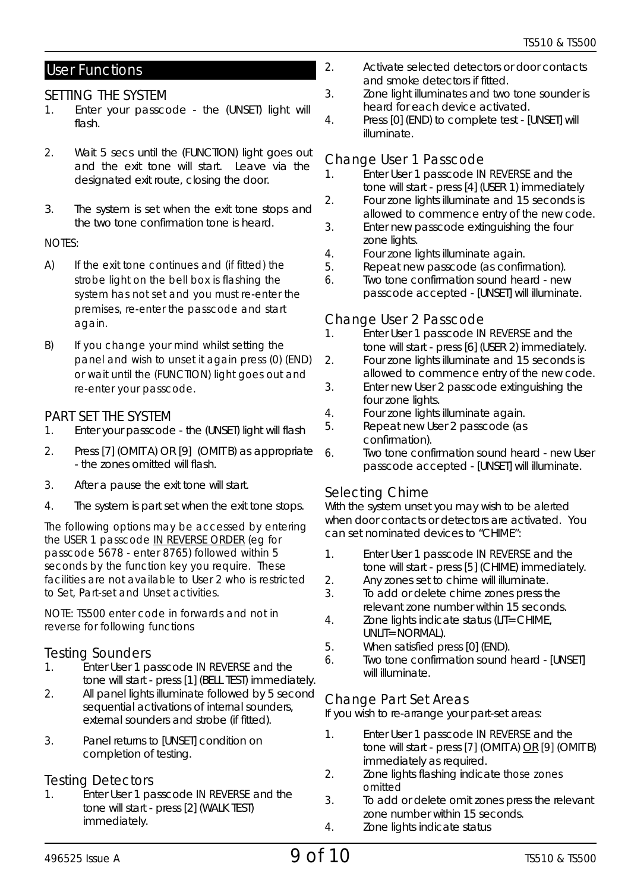## User Functions

### SETTING THE SYSTEM

1. Enter your passcode - the (UNSET) light will flash.
2. Wait 5 secs until the (FUNCTION) light goes out and the exit tone will start. Leave via the designated exit route, closing the door.
3. The system is set when the exit tone stops and the two tone confirmation tone is heard.

NOTES:

A) If the exit tone continues and (if fitted) the strobe light on the bell box is flashing the system has not set and you must re-enter the premises, re-enter the passcode and start again.

B) If you change your mind whilst setting the panel and wish to unset it again press (0) (END) or wait until the (FUNCTION) light goes out and re-enter your passcode.

### PART SET THE SYSTEM

1. Enter your passcode - the (UNSET) light will flash
2. Press [7] (OMIT A) OR [9] (OMIT B) as appropriate - the zones omitted will flash.
3. After a pause the exit tone will start.
4. The system is part set when the exit tone stops.

The following options may be accessed by entering the USER 1 passcode <u>IN REVERSE ORDER</u> (eg for passcode 5678 - enter 8765) followed within 5 seconds by the function key you require. These facilities are not available to User 2 who is restricted to Set, Part-set and Unset activities.

NOTE: TS500 enter code in forwards and not in reverse for following functions

### Testing Sounders

1. Enter User 1 passcode IN REVERSE and the tone will start - press [1] (BELL TEST) immediately.
2. All panel lights illuminate followed by 5 second sequential activations of internal sounders, external sounders and strobe (if fitted).
3. Panel returns to [UNSET] condition on completion of testing.

### Testing Detectors

1. Enter User 1 passcode IN REVERSE and the tone will start - press [2] (WALK TEST) immediately.
2. Activate selected detectors or door contacts and smoke detectors if fitted.
3. Zone light illuminates and two tone sounder is heard for each device activated.
4. Press [0] (END) to complete test - [UNSET] will illuminate.

### Change User 1 Passcode

1. Enter User 1 passcode IN REVERSE and the tone will start - press [4] (USER 1) immediately
2. Four zone lights illuminate and 15 seconds is allowed to commence entry of the new code.
3. Enter new passcode extinguishing the four zone lights.
4. Four zone lights illuminate again.
5. Repeat new passcode (as confirmation).
6. Two tone confirmation sound heard - new passcode accepted - [UNSET] will illuminate.

### Change User 2 Passcode

1. Enter User 1 passcode IN REVERSE and the tone will start - press [6] (USER 2) immediately.
2. Four zone lights illuminate and 15 seconds is allowed to commence entry of the new code.
3. Enter new User 2 passcode extinguishing the four zone lights.
4. Four zone lights illuminate again.
5. Repeat new User 2 passcode (as confirmation).
6. Two tone confirmation sound heard - new User passcode accepted - [UNSET] will illuminate.

### Selecting Chime

With the system unset you may wish to be alerted when door contacts or detectors are activated. You can set nominated devices to "CHIME":

1. Enter User 1 passcode IN REVERSE and the tone will start - press [5] (CHIME) immediately.
2. Any zones set to chime will illuminate.
3. To add or delete chime zones press the relevant zone number within 15 seconds.
4. Zone lights indicate status (LIT= CHIME, UNLIT= NORMAL).
5. When satisfied press [0] (END).
6. Two tone confirmation sound heard - [UNSET] will illuminate.

### Change Part Set Areas

If you wish to re-arrange your part-set areas:

1. Enter User 1 passcode IN REVERSE and the tone will start - press [7] (OMIT A) <u>OR</u> [9] (OMIT B) immediately as required.
2. Zone lights flashing indicate those zones omitted
3. To add or delete omit zones press the relevant zone number within 15 seconds.
4. Zone lights indicate status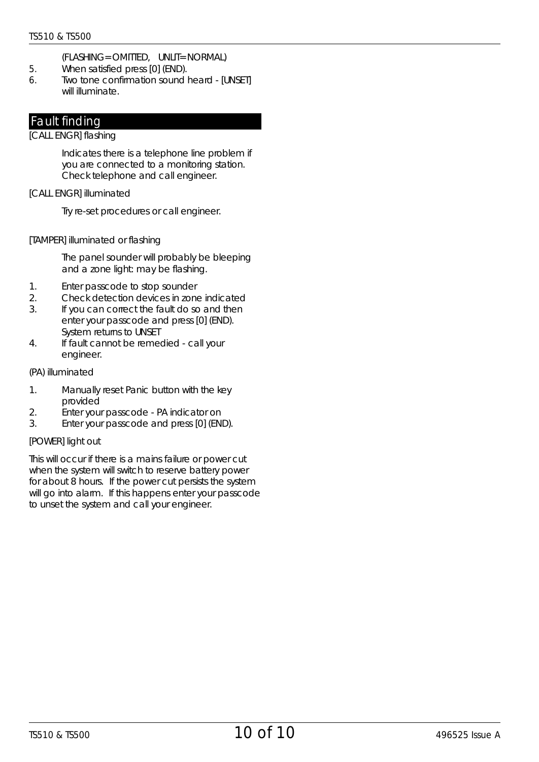(FLASHING= OMITTED,   UNLIT= NORMAL)

5. When satisfied press [0] (END).
6. Two tone confirmation sound heard - [UNSET] will illuminate.

## Fault finding

[CALL ENGR] flashing

Indicates there is a telephone line problem if you are connected to a monitoring station. Check telephone and call engineer.

[CALL ENGR] illuminated

Try re-set procedures or call engineer.

[TAMPER] illuminated or flashing

The panel sounder will probably be bleeping and a zone light: may be flashing.

1. Enter passcode to stop sounder
2. Check detection devices in zone indicated
3. If you can correct the fault do so and then enter your passcode and press [0] (END). System returns to UNSET
4. If fault cannot be remedied - call your engineer.

(PA) illuminated

1. Manually reset Panic button with the key provided
2. Enter your passcode - PA indicator on
3. Enter your passcode and press [0] (END).

[POWER] light out

This will occur if there is a mains failure or power cut when the system will switch to reserve battery power for about 8 hours.  If the power cut persists the system will go into alarm.  If this happens enter your passcode to unset the system and call your engineer.